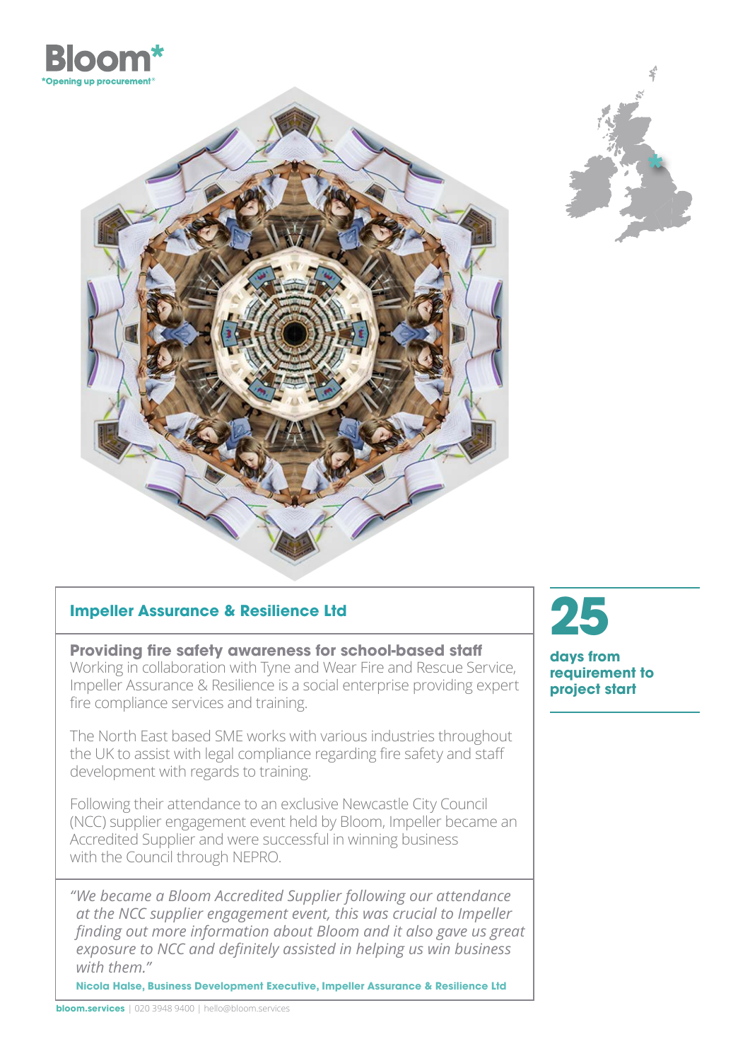Bloom*

*Opening up procurement*

## Impeller Assurance & Resilience Ltd

### Providing fire safety awareness for school-based staff

Working in collaboration with Tyne and Wear Fire and Rescue Service, Impeller Assurance & Resilience is a social enterprise providing expert fire compliance services and training.

The North East based SME works with various industries throughout the UK to assist with legal compliance regarding fire safety and staff development with regards to training.

Following their attendance to an exclusive Newcastle City Council (NCC) supplier engagement event held by Bloom, Impeller became an Accredited Supplier and were successful in winning business with the Council through NEPRO.

*"We became a Bloom Accredited Supplier following our attendance at the NCC supplier engagement event, this was crucial to Impeller finding out more information about Bloom and it also gave us great exposure to NCC and definitely assisted in helping us win business with them."*

**Nicola Halse, Business Development Executive, Impeller Assurance & Resilience Ltd**

**25**

**days from requirement to project start**

**bloom.services** | 020 3948 9400 | hello@bloom.services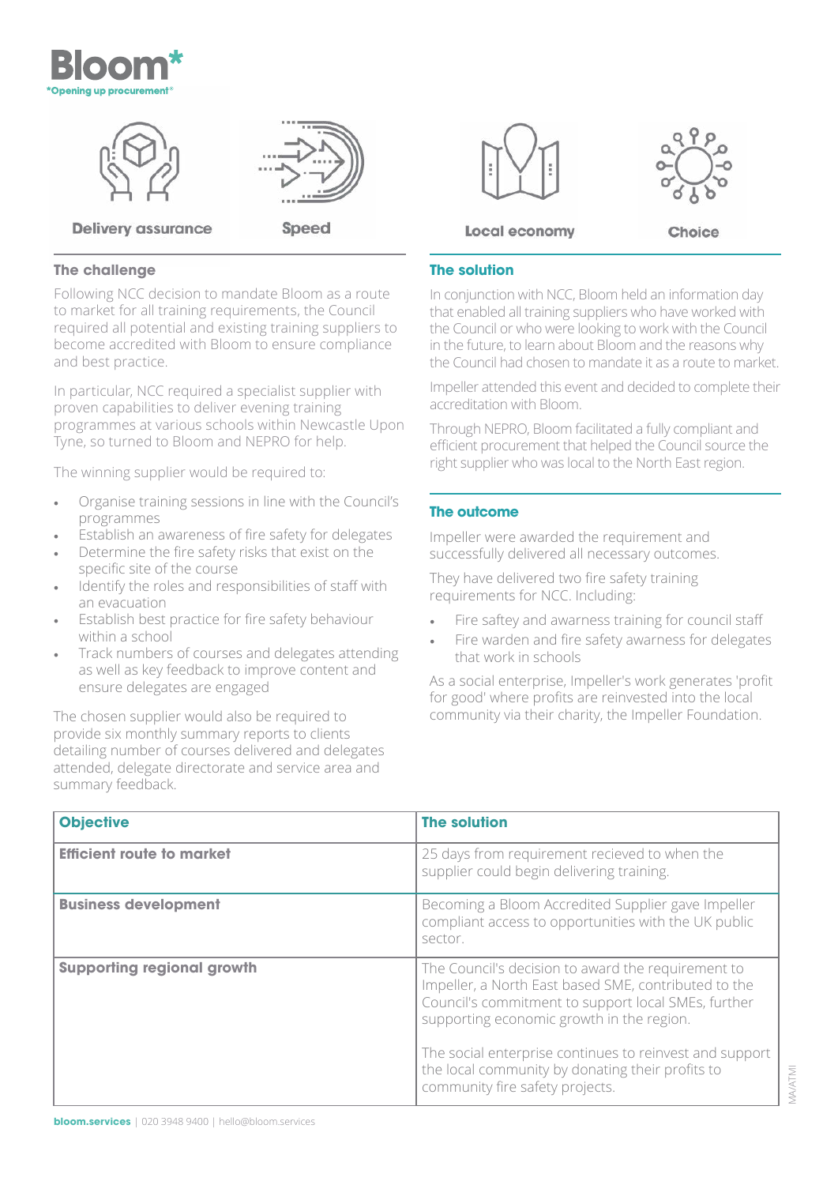# Bloom*

*Opening up procurement*

**Delivery assurance** **Speed** **Local economy** **Choice**

### The challenge

Following NCC decision to mandate Bloom as a route to market for all training requirements, the Council required all potential and existing training suppliers to become accredited with Bloom to ensure compliance and best practice.

In particular, NCC required a specialist supplier with proven capabilities to deliver evening training programmes at various schools within Newcastle Upon Tyne, so turned to Bloom and NEPRO for help.

The winning supplier would be required to:

- Organise training sessions in line with the Council's programmes
- Establish an awareness of fire safety for delegates
- Determine the fire safety risks that exist on the specific site of the course
- Identify the roles and responsibilities of staff with an evacuation
- Establish best practice for fire safety behaviour within a school
- Track numbers of courses and delegates attending as well as key feedback to improve content and ensure delegates are engaged

The chosen supplier would also be required to provide six monthly summary reports to clients detailing number of courses delivered and delegates attended, delegate directorate and service area and summary feedback.

### The solution

In conjunction with NCC, Bloom held an information day that enabled all training suppliers who have worked with the Council or who were looking to work with the Council in the future, to learn about Bloom and the reasons why the Council had chosen to mandate it as a route to market.

Impeller attended this event and decided to complete their accreditation with Bloom.

Through NEPRO, Bloom facilitated a fully compliant and efficient procurement that helped the Council source the right supplier who was local to the North East region.

### The outcome

Impeller were awarded the requirement and successfully delivered all necessary outcomes.

They have delivered two fire safety training requirements for NCC. Including:

- Fire saftey and awarness training for council staff
- Fire warden and fire safety awarness for delegates that work in schools

As a social enterprise, Impeller's work generates 'profit for good' where profits are reinvested into the local community via their charity, the Impeller Foundation.

| Objective | The solution |
|---|---|
| **Efficient route to market** | 25 days from requirement recieved to when the supplier could begin delivering training. |
| **Business development** | Becoming a Bloom Accredited Supplier gave Impeller compliant access to opportunities with the UK public sector. |
| **Supporting regional growth** | The Council's decision to award the requirement to Impeller, a North East based SME, contributed to the Council's commitment to support local SMEs, further supporting economic growth in the region.<br><br>The social enterprise continues to reinvest and support the local community by donating their profits to community fire safety projects. |

**bloom.services** | 020 3948 9400 | hello@bloom.services